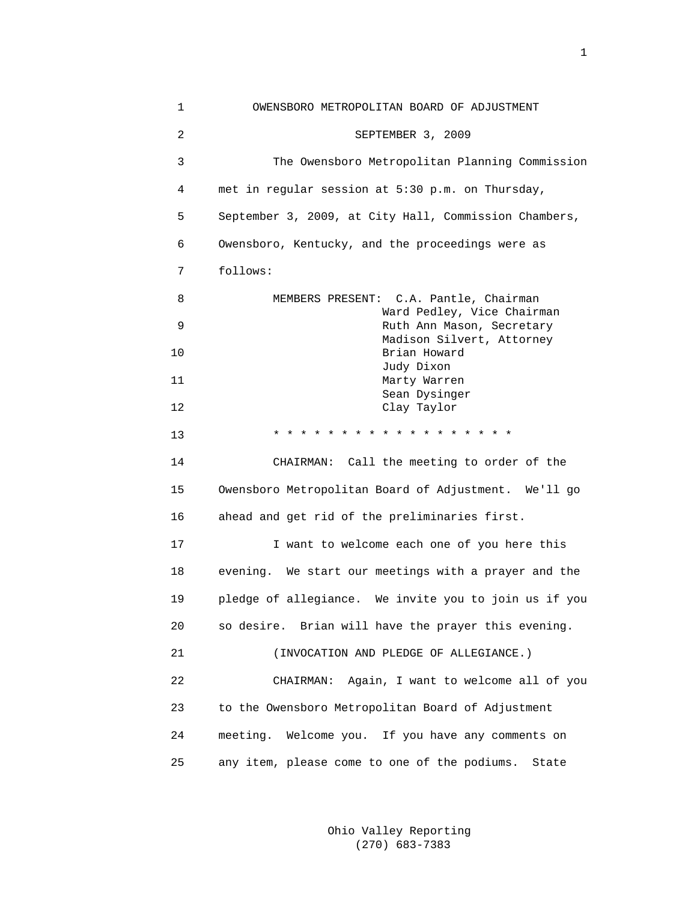OWENSBORO METROPOLITAN BOARD OF ADJUSTMENT

SEPTEMBER 3, 2009

The Owensboro Metropolitan Planning Commission met in regular session at 5:30 p.m. on Thursday, September 3, 2009, at City Hall, Commission Chambers, Owensboro, Kentucky, and the proceedings were as follows:

MEMBERS PRESENT:
- C.A. Pantle, Chairman
- Ward Pedley, Vice Chairman
- Ruth Ann Mason, Secretary
- Madison Silvert, Attorney
- Brian Howard
- Judy Dixon
- Marty Warren
- Sean Dysinger
- Clay Taylor

* * * * * * * * * * * * * * * * * * *

CHAIRMAN: Call the meeting to order of the Owensboro Metropolitan Board of Adjustment. We'll go ahead and get rid of the preliminaries first.

I want to welcome each one of you here this evening. We start our meetings with a prayer and the pledge of allegiance. We invite you to join us if you so desire. Brian will have the prayer this evening.

(INVOCATION AND PLEDGE OF ALLEGIANCE.)

CHAIRMAN: Again, I want to welcome all of you to the Owensboro Metropolitan Board of Adjustment meeting. Welcome you. If you have any comments on any item, please come to one of the podiums. State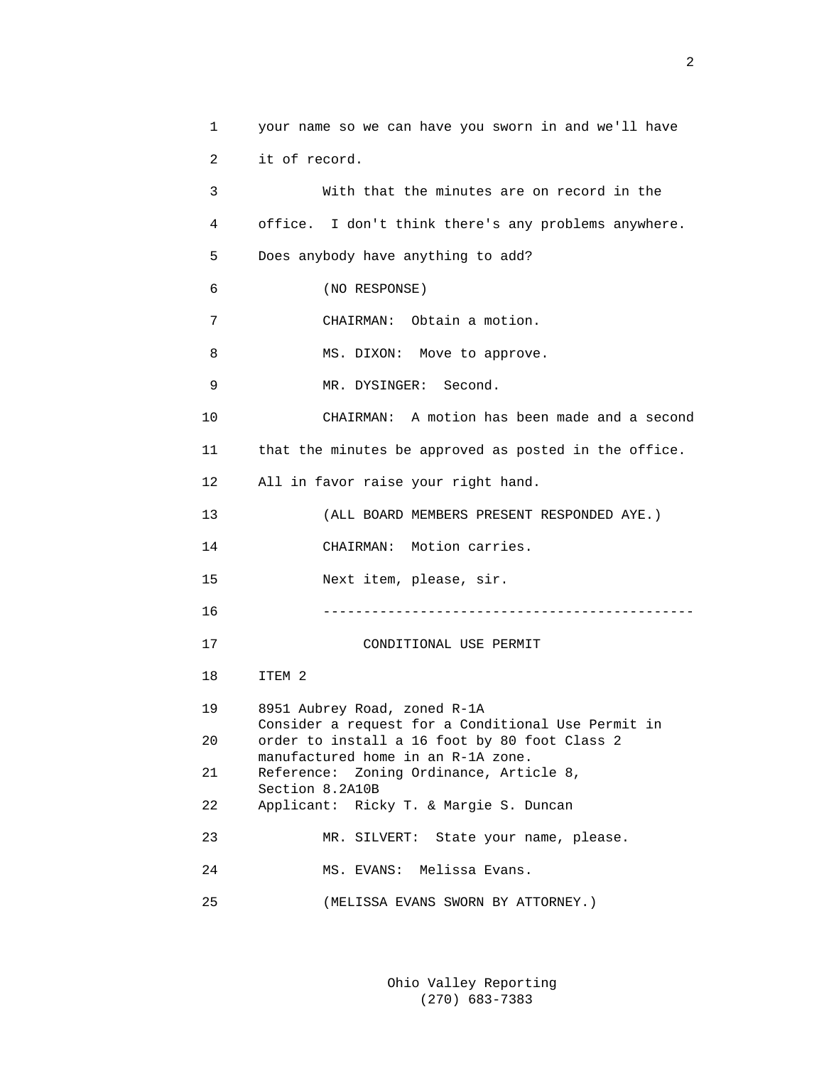your name so we can have you sworn in and we'll have it of record.

With that the minutes are on record in the office. I don't think there's any problems anywhere. Does anybody have anything to add?

(NO RESPONSE)

CHAIRMAN: Obtain a motion.

MS. DIXON: Move to approve.

MR. DYSINGER: Second.

CHAIRMAN: A motion has been made and a second that the minutes be approved as posted in the office. All in favor raise your right hand.

(ALL BOARD MEMBERS PRESENT RESPONDED AYE.)

CHAIRMAN: Motion carries.

Next item, please, sir.

---

CONDITIONAL USE PERMIT

ITEM 2

8951 Aubrey Road, zoned R-1A
Consider a request for a Conditional Use Permit in order to install a 16 foot by 80 foot Class 2 manufactured home in an R-1A zone.
Reference: Zoning Ordinance, Article 8, Section 8.2A10B
Applicant: Ricky T. & Margie S. Duncan

MR. SILVERT: State your name, please.

MS. EVANS: Melissa Evans.

(MELISSA EVANS SWORN BY ATTORNEY.)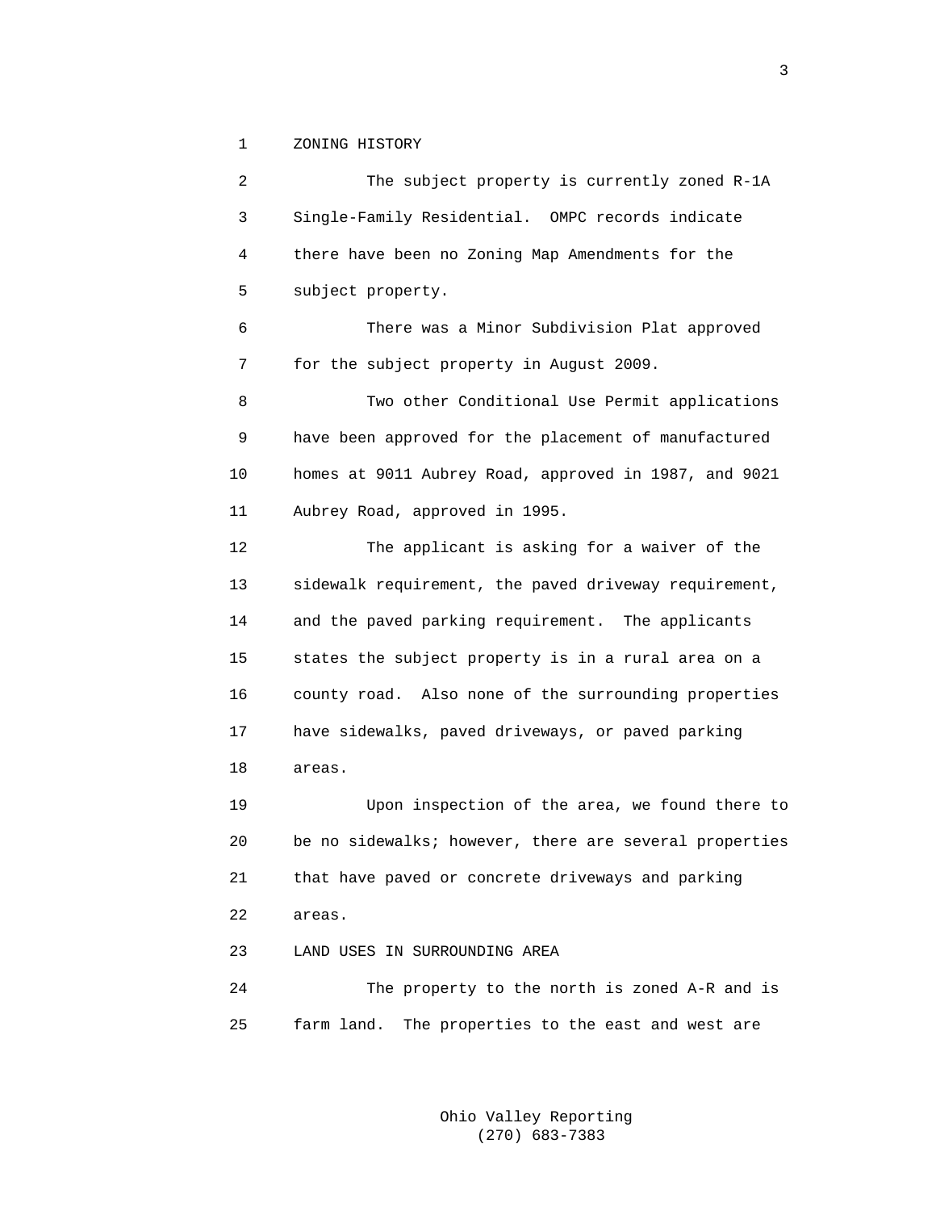## ZONING HISTORY

The subject property is currently zoned R-1A Single-Family Residential. OMPC records indicate there have been no Zoning Map Amendments for the subject property.

There was a Minor Subdivision Plat approved for the subject property in August 2009.

Two other Conditional Use Permit applications have been approved for the placement of manufactured homes at 9011 Aubrey Road, approved in 1987, and 9021 Aubrey Road, approved in 1995.

The applicant is asking for a waiver of the sidewalk requirement, the paved driveway requirement, and the paved parking requirement. The applicants states the subject property is in a rural area on a county road. Also none of the surrounding properties have sidewalks, paved driveways, or paved parking areas.

Upon inspection of the area, we found there to be no sidewalks; however, there are several properties that have paved or concrete driveways and parking areas.

## LAND USES IN SURROUNDING AREA

The property to the north is zoned A-R and is farm land. The properties to the east and west are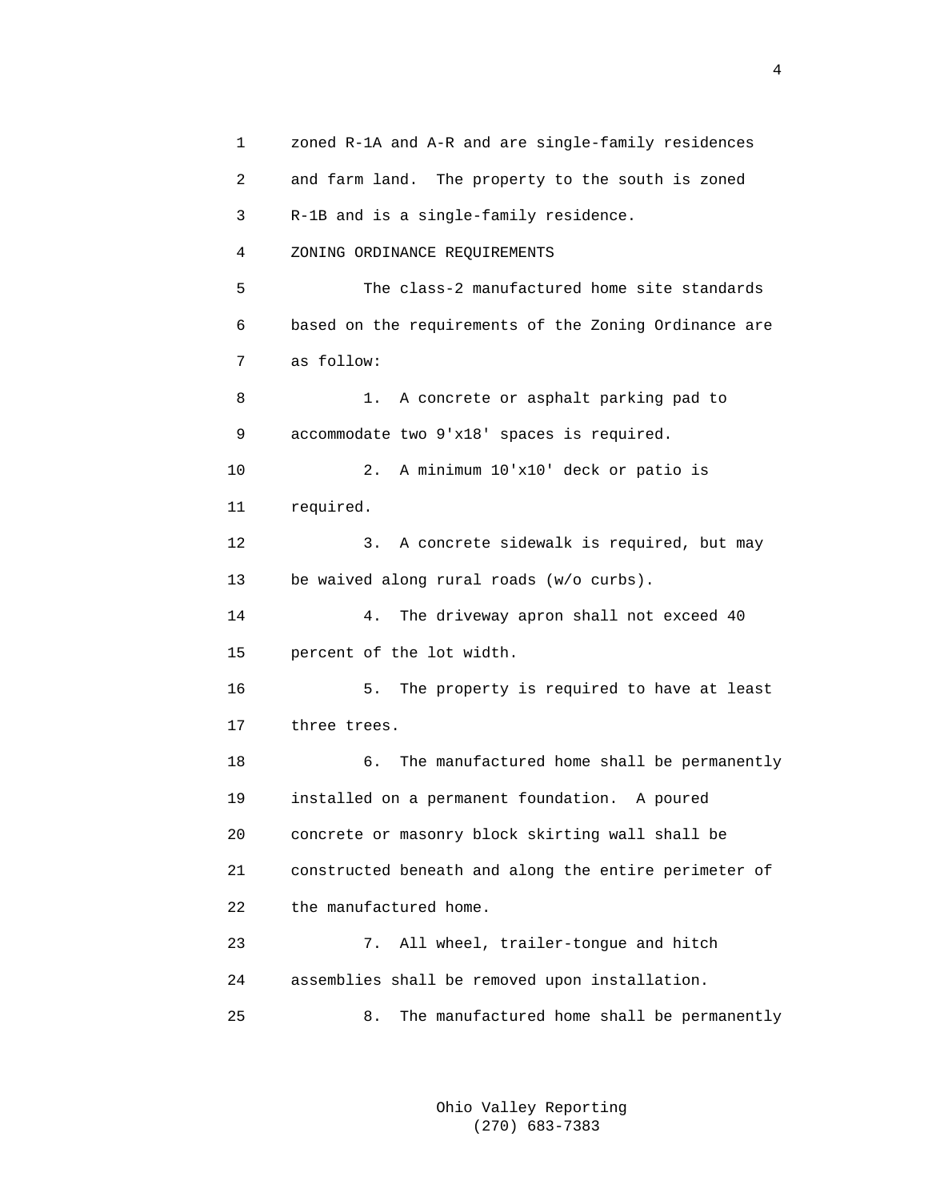zoned R-1A and A-R and are single-family residences and farm land. The property to the south is zoned R-1B and is a single-family residence.

ZONING ORDINANCE REQUIREMENTS

The class-2 manufactured home site standards based on the requirements of the Zoning Ordinance are as follow:

1. A concrete or asphalt parking pad to accommodate two 9'x18' spaces is required.

2. A minimum 10'x10' deck or patio is required.

3. A concrete sidewalk is required, but may be waived along rural roads (w/o curbs).

4. The driveway apron shall not exceed 40 percent of the lot width.

5. The property is required to have at least three trees.

6. The manufactured home shall be permanently installed on a permanent foundation. A poured concrete or masonry block skirting wall shall be constructed beneath and along the entire perimeter of the manufactured home.

7. All wheel, trailer-tongue and hitch assemblies shall be removed upon installation.

8. The manufactured home shall be permanently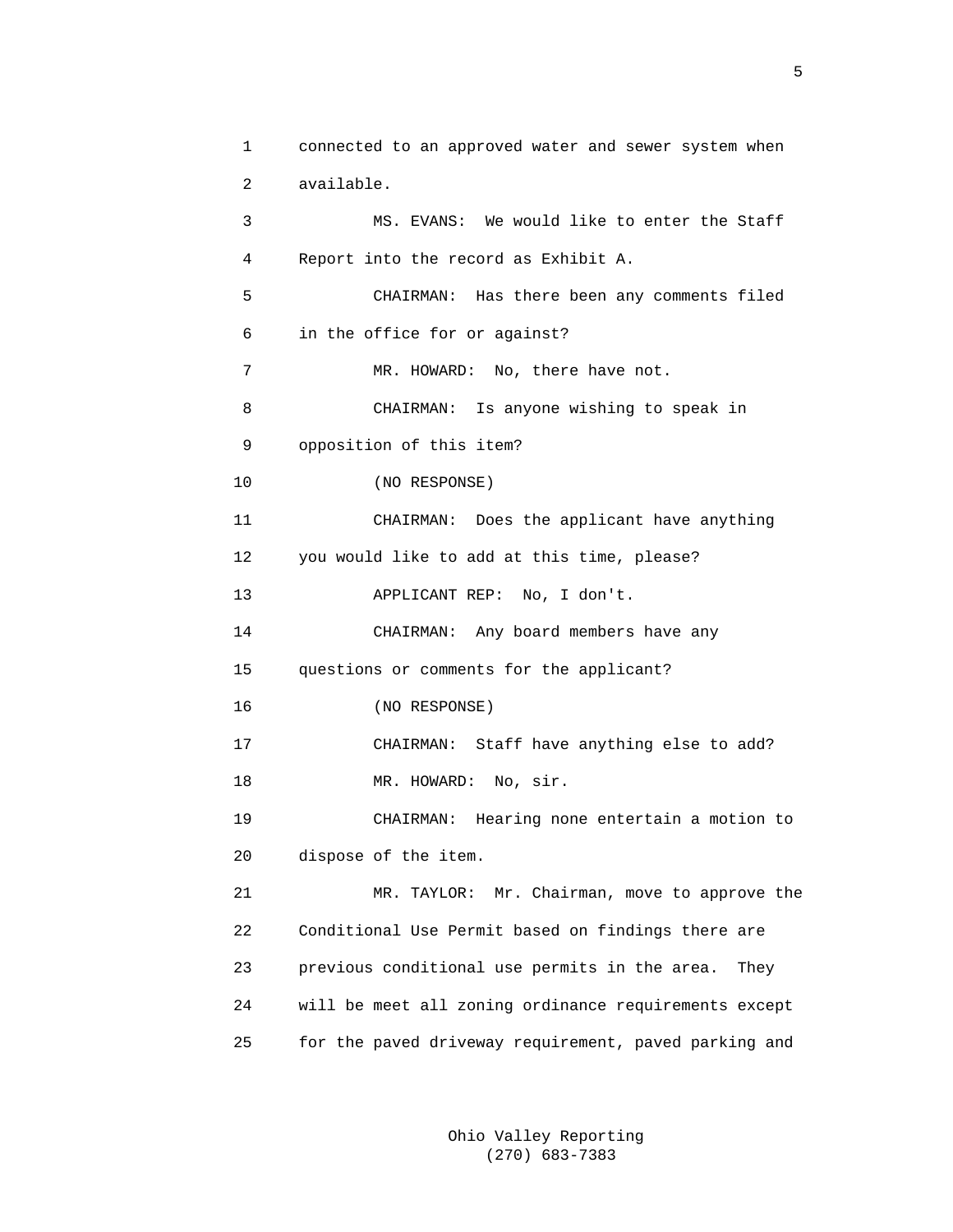1 connected to an approved water and sewer system when
2 available.
3 MS. EVANS: We would like to enter the Staff
4 Report into the record as Exhibit A.
5 CHAIRMAN: Has there been any comments filed
6 in the office for or against?
7 MR. HOWARD: No, there have not.
8 CHAIRMAN: Is anyone wishing to speak in
9 opposition of this item?
10 (NO RESPONSE)
11 CHAIRMAN: Does the applicant have anything
12 you would like to add at this time, please?
13 APPLICANT REP: No, I don't.
14 CHAIRMAN: Any board members have any
15 questions or comments for the applicant?
16 (NO RESPONSE)
17 CHAIRMAN: Staff have anything else to add?
18 MR. HOWARD: No, sir.
19 CHAIRMAN: Hearing none entertain a motion to
20 dispose of the item.
21 MR. TAYLOR: Mr. Chairman, move to approve the
22 Conditional Use Permit based on findings there are
23 previous conditional use permits in the area. They
24 will be meet all zoning ordinance requirements except
25 for the paved driveway requirement, paved parking and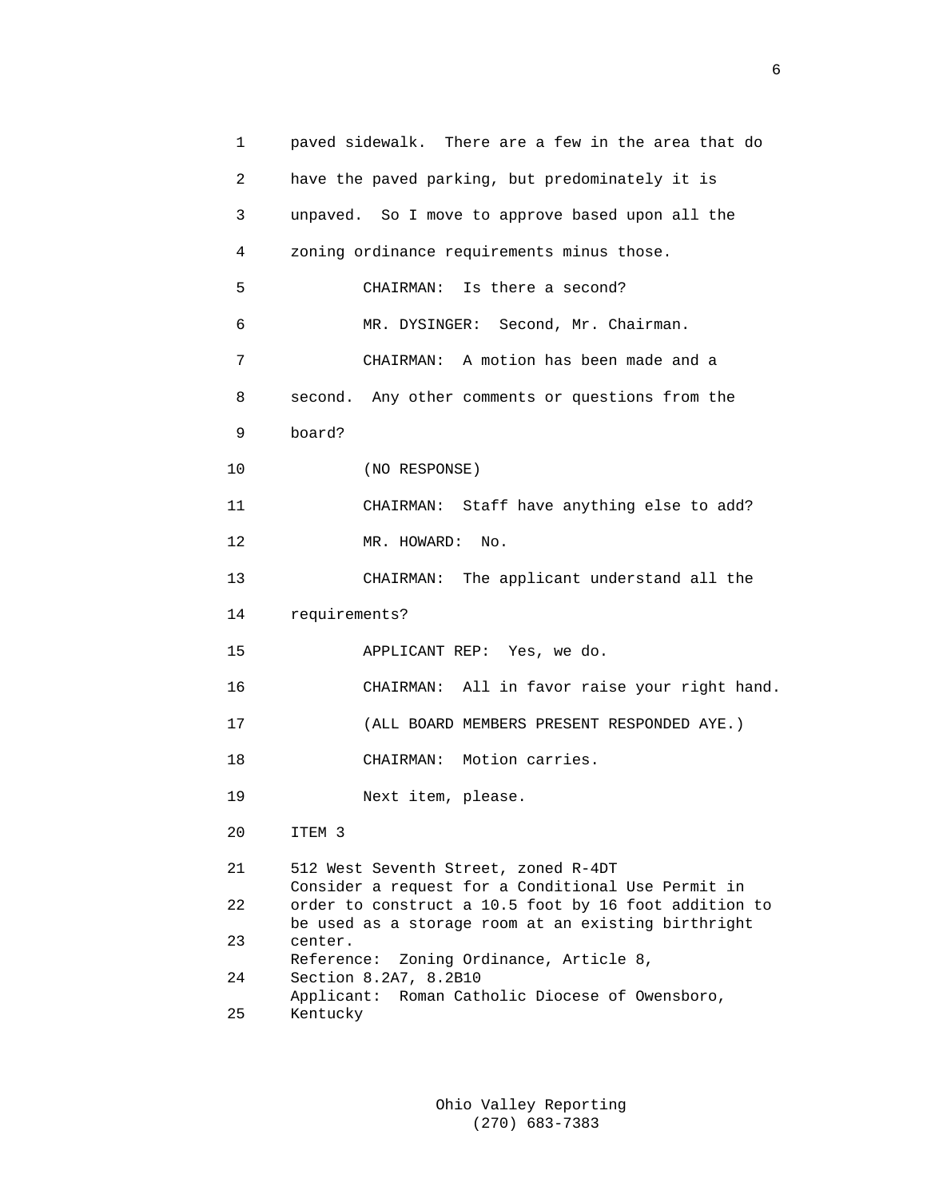1 paved sidewalk. There are a few in the area that do

2 have the paved parking, but predominately it is

3 unpaved. So I move to approve based upon all the

4 zoning ordinance requirements minus those.

5 CHAIRMAN: Is there a second?

6 MR. DYSINGER: Second, Mr. Chairman.

7 CHAIRMAN: A motion has been made and a

8 second. Any other comments or questions from the

9 board?

10 (NO RESPONSE)

11 CHAIRMAN: Staff have anything else to add?

12 MR. HOWARD: No.

13 CHAIRMAN: The applicant understand all the

14 requirements?

15 APPLICANT REP: Yes, we do.

16 CHAIRMAN: All in favor raise your right hand.

17 (ALL BOARD MEMBERS PRESENT RESPONDED AYE.)

18 CHAIRMAN: Motion carries.

19 Next item, please.

20 ITEM 3

21 512 West Seventh Street, zoned R-4DT
Consider a request for a Conditional Use Permit in
22 order to construct a 10.5 foot by 16 foot addition to
be used as a storage room at an existing birthright
23 center.
Reference: Zoning Ordinance, Article 8,
24 Section 8.2A7, 8.2B10
Applicant: Roman Catholic Diocese of Owensboro,
25 Kentucky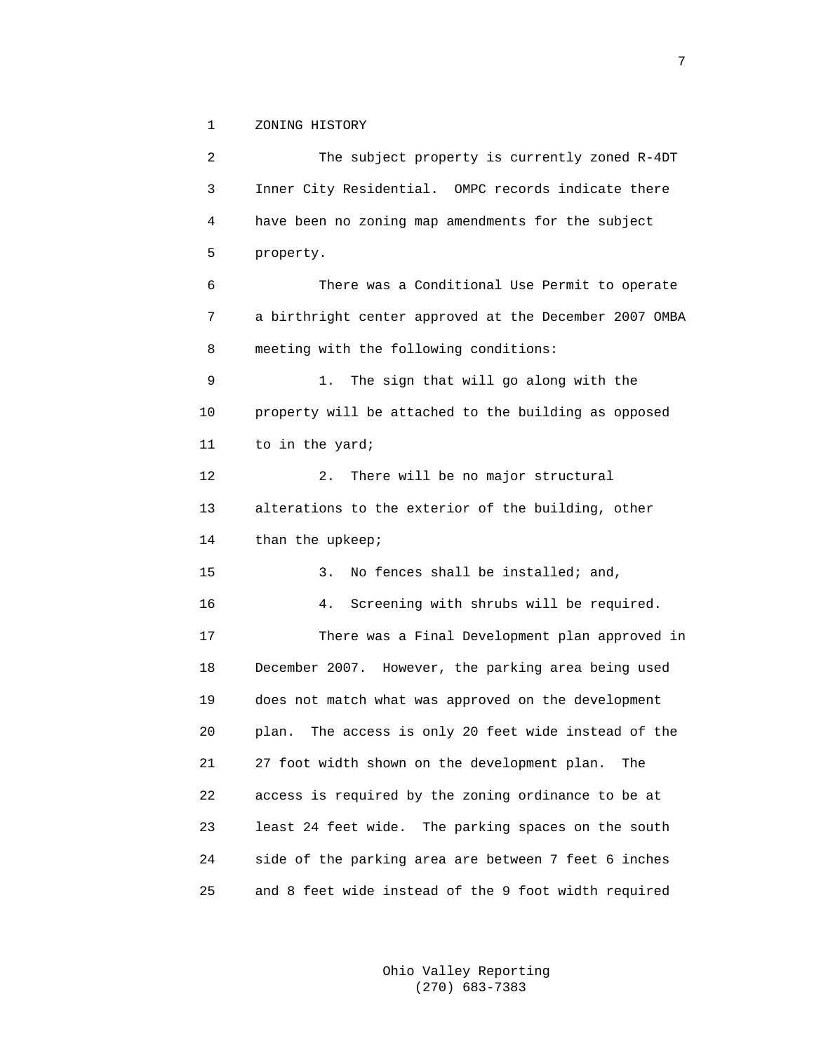## ZONING HISTORY

The subject property is currently zoned R-4DT Inner City Residential. OMPC records indicate there have been no zoning map amendments for the subject property.

There was a Conditional Use Permit to operate a birthright center approved at the December 2007 OMBA meeting with the following conditions:

1. The sign that will go along with the property will be attached to the building as opposed to in the yard;
2. There will be no major structural alterations to the exterior of the building, other than the upkeep;
3. No fences shall be installed; and,
4. Screening with shrubs will be required.

There was a Final Development plan approved in December 2007. However, the parking area being used does not match what was approved on the development plan. The access is only 20 feet wide instead of the 27 foot width shown on the development plan. The access is required by the zoning ordinance to be at least 24 feet wide. The parking spaces on the south side of the parking area are between 7 feet 6 inches and 8 feet wide instead of the 9 foot width required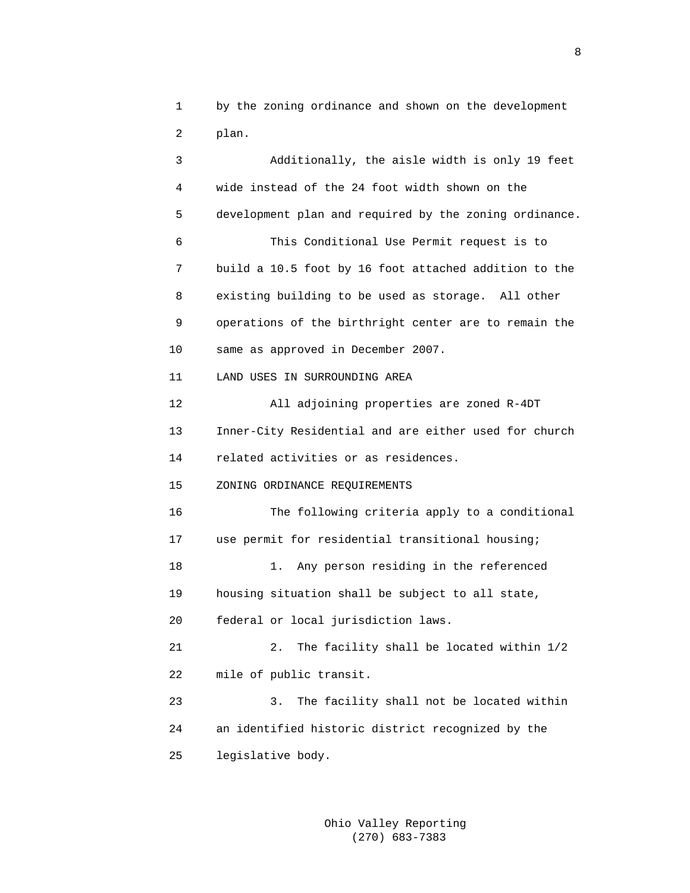by the zoning ordinance and shown on the development plan.

Additionally, the aisle width is only 19 feet wide instead of the 24 foot width shown on the development plan and required by the zoning ordinance.

This Conditional Use Permit request is to build a 10.5 foot by 16 foot attached addition to the existing building to be used as storage. All other operations of the birthright center are to remain the same as approved in December 2007.

LAND USES IN SURROUNDING AREA

All adjoining properties are zoned R-4DT Inner-City Residential and are either used for church related activities or as residences.

ZONING ORDINANCE REQUIREMENTS

The following criteria apply to a conditional use permit for residential transitional housing;

1. Any person residing in the referenced housing situation shall be subject to all state, federal or local jurisdiction laws.

2. The facility shall be located within 1/2 mile of public transit.

3. The facility shall not be located within an identified historic district recognized by the legislative body.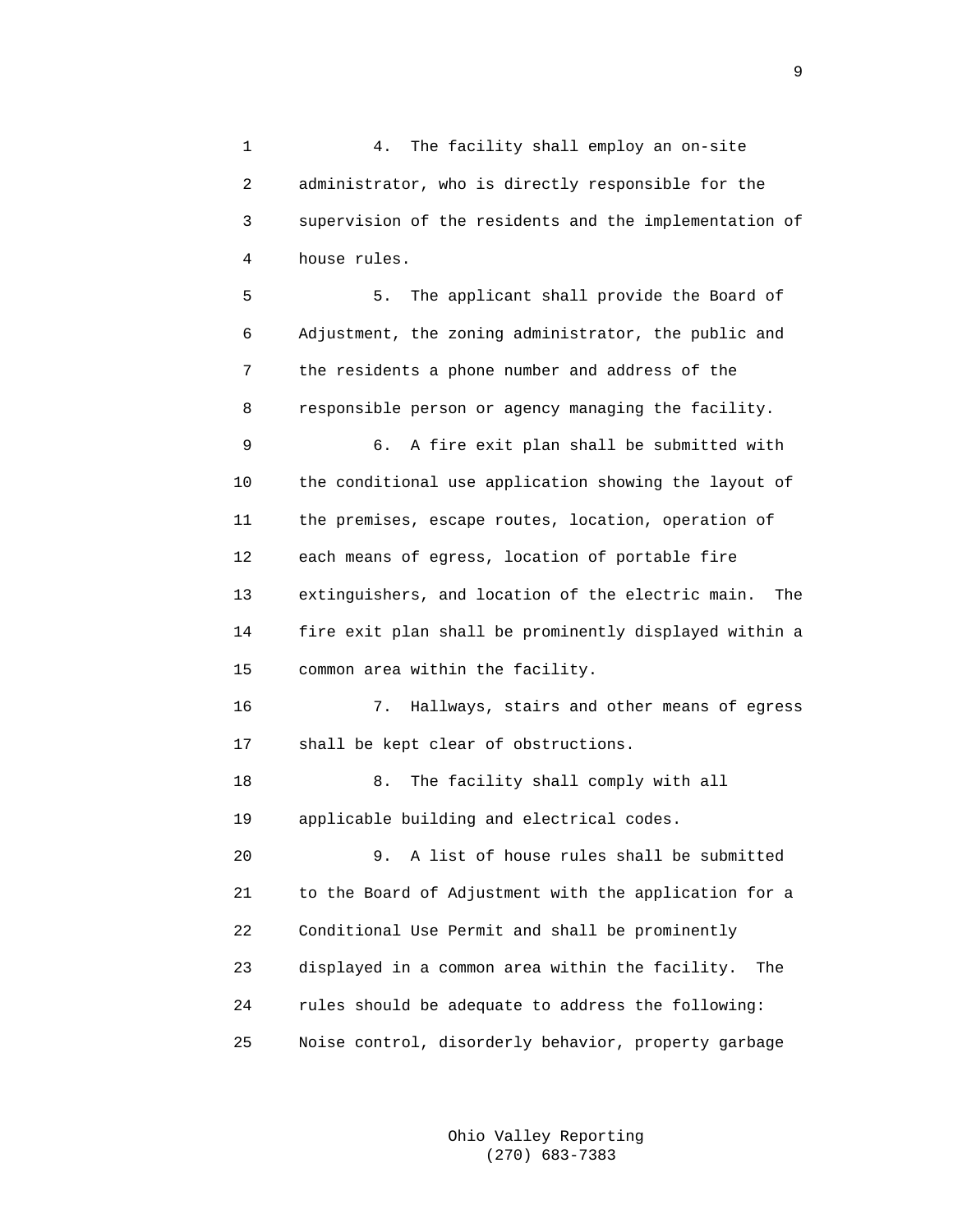4. The facility shall employ an on-site administrator, who is directly responsible for the supervision of the residents and the implementation of house rules.

5. The applicant shall provide the Board of Adjustment, the zoning administrator, the public and the residents a phone number and address of the responsible person or agency managing the facility.

6. A fire exit plan shall be submitted with the conditional use application showing the layout of the premises, escape routes, location, operation of each means of egress, location of portable fire extinguishers, and location of the electric main. The fire exit plan shall be prominently displayed within a common area within the facility.

7. Hallways, stairs and other means of egress shall be kept clear of obstructions.

8. The facility shall comply with all applicable building and electrical codes.

9. A list of house rules shall be submitted to the Board of Adjustment with the application for a Conditional Use Permit and shall be prominently displayed in a common area within the facility. The rules should be adequate to address the following: Noise control, disorderly behavior, property garbage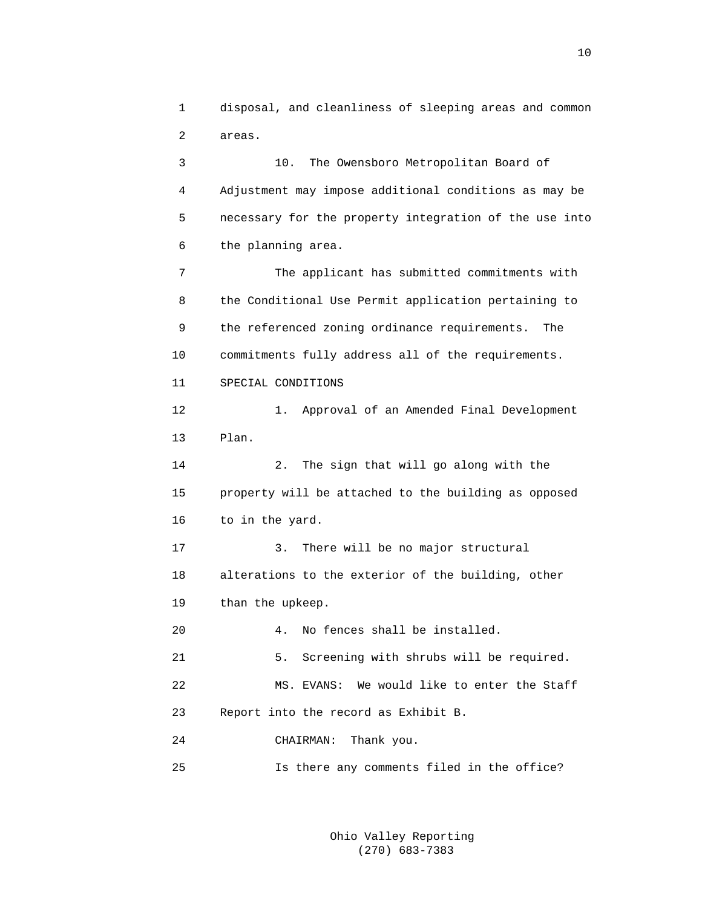disposal, and cleanliness of sleeping areas and common areas.

10. The Owensboro Metropolitan Board of Adjustment may impose additional conditions as may be necessary for the property integration of the use into the planning area.

The applicant has submitted commitments with the Conditional Use Permit application pertaining to the referenced zoning ordinance requirements. The commitments fully address all of the requirements.

SPECIAL CONDITIONS

1. Approval of an Amended Final Development Plan.

2. The sign that will go along with the property will be attached to the building as opposed to in the yard.

3. There will be no major structural alterations to the exterior of the building, other than the upkeep.

4. No fences shall be installed.

5. Screening with shrubs will be required.

MS. EVANS: We would like to enter the Staff Report into the record as Exhibit B.

CHAIRMAN: Thank you.

Is there any comments filed in the office?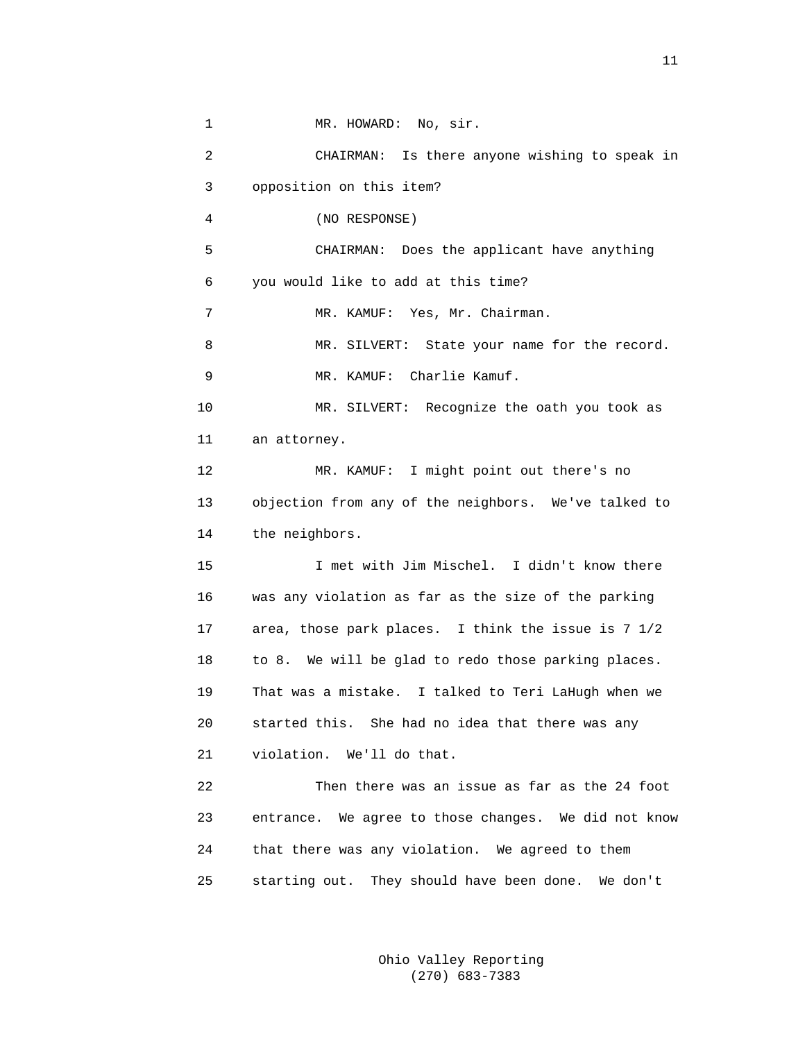MR. HOWARD: No, sir.

CHAIRMAN: Is there anyone wishing to speak in opposition on this item?

(NO RESPONSE)

CHAIRMAN: Does the applicant have anything you would like to add at this time?

MR. KAMUF: Yes, Mr. Chairman.

MR. SILVERT: State your name for the record.

MR. KAMUF: Charlie Kamuf.

MR. SILVERT: Recognize the oath you took as an attorney.

MR. KAMUF: I might point out there's no objection from any of the neighbors. We've talked to the neighbors.

I met with Jim Mischel. I didn't know there was any violation as far as the size of the parking area, those park places. I think the issue is 7 1/2 to 8. We will be glad to redo those parking places. That was a mistake. I talked to Teri LaHugh when we started this. She had no idea that there was any violation. We'll do that.

Then there was an issue as far as the 24 foot entrance. We agree to those changes. We did not know that there was any violation. We agreed to them starting out. They should have been done. We don't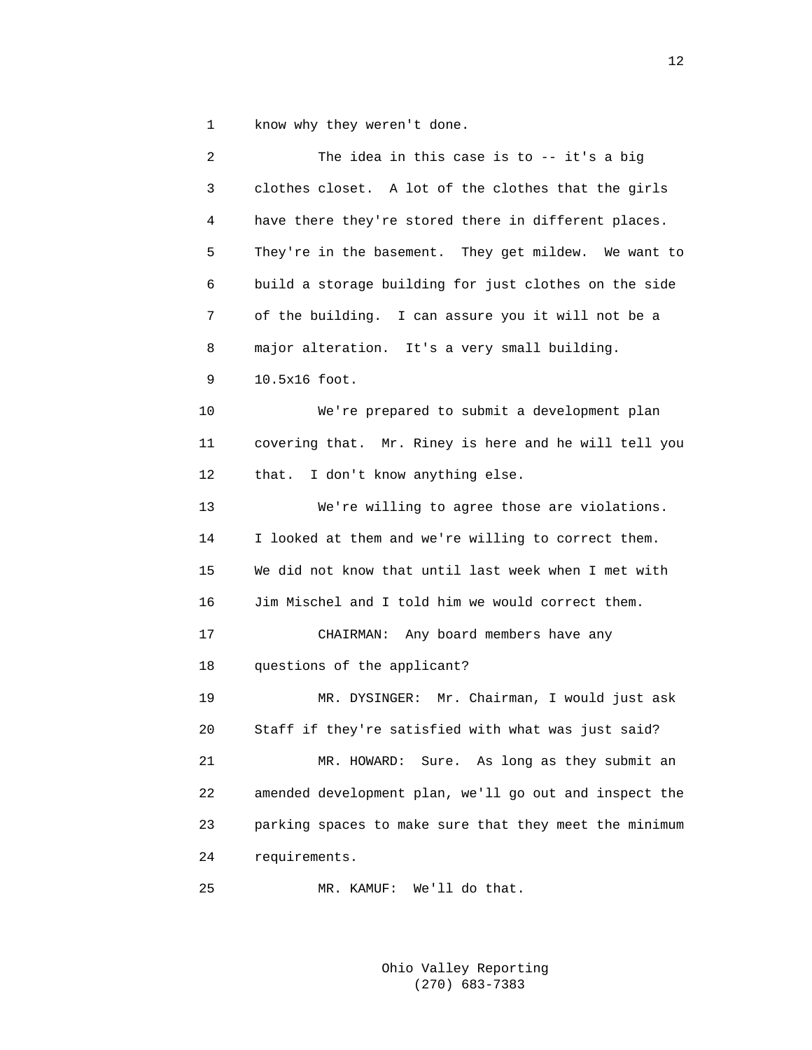1 know why they weren't done.

2 The idea in this case is to -- it's a big
3 clothes closet. A lot of the clothes that the girls
4 have there they're stored there in different places.
5 They're in the basement. They get mildew. We want to
6 build a storage building for just clothes on the side
7 of the building. I can assure you it will not be a
8 major alteration. It's a very small building.
9 10.5x16 foot.

10 We're prepared to submit a development plan
11 covering that. Mr. Riney is here and he will tell you
12 that. I don't know anything else.

13 We're willing to agree those are violations.
14 I looked at them and we're willing to correct them.
15 We did not know that until last week when I met with
16 Jim Mischel and I told him we would correct them.

17 CHAIRMAN: Any board members have any
18 questions of the applicant?

19 MR. DYSINGER: Mr. Chairman, I would just ask
20 Staff if they're satisfied with what was just said?

21 MR. HOWARD: Sure. As long as they submit an
22 amended development plan, we'll go out and inspect the
23 parking spaces to make sure that they meet the minimum
24 requirements.

25 MR. KAMUF: We'll do that.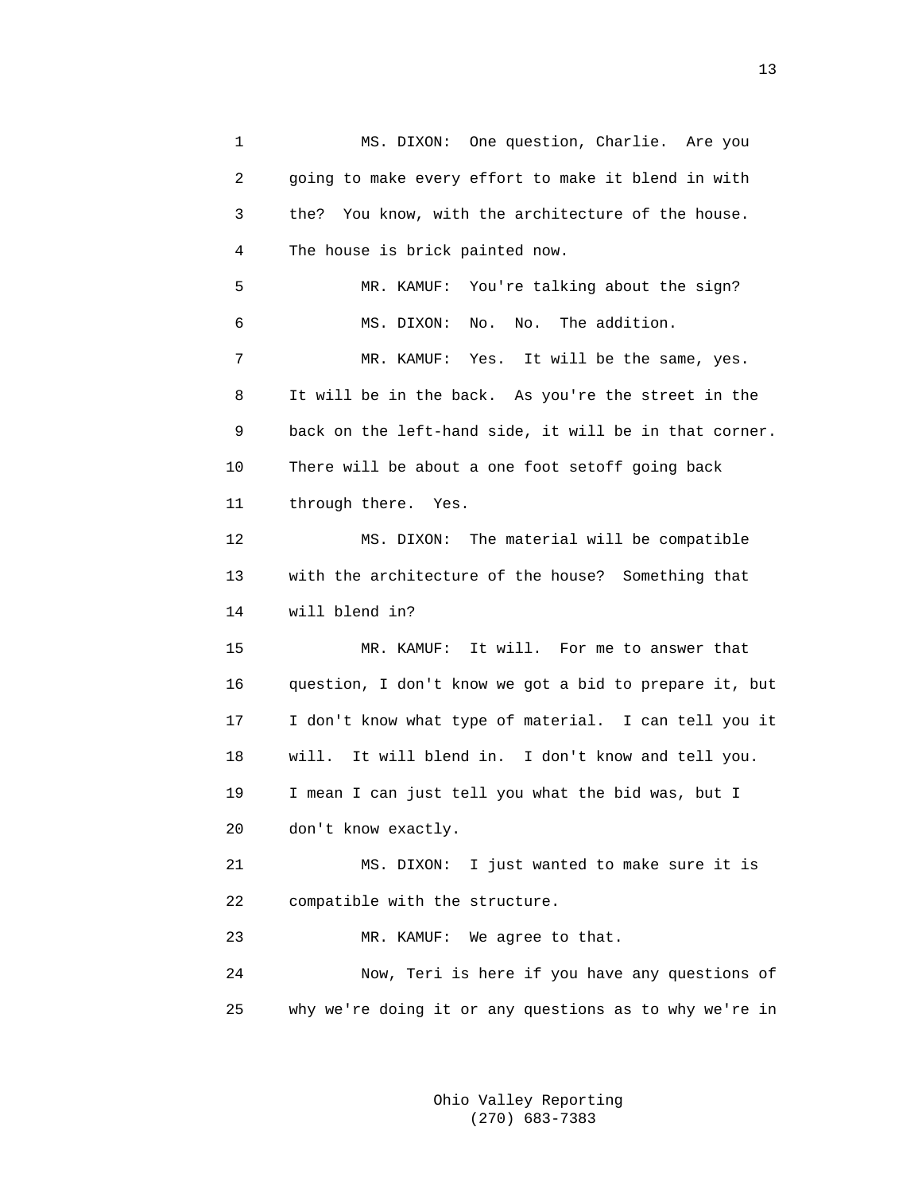1 MS. DIXON: One question, Charlie. Are you
2 going to make every effort to make it blend in with
3 the? You know, with the architecture of the house.
4 The house is brick painted now.
5 MR. KAMUF: You're talking about the sign?
6 MS. DIXON: No. No. The addition.
7 MR. KAMUF: Yes. It will be the same, yes.
8 It will be in the back. As you're the street in the
9 back on the left-hand side, it will be in that corner.
10 There will be about a one foot setoff going back
11 through there. Yes.
12 MS. DIXON: The material will be compatible
13 with the architecture of the house? Something that
14 will blend in?
15 MR. KAMUF: It will. For me to answer that
16 question, I don't know we got a bid to prepare it, but
17 I don't know what type of material. I can tell you it
18 will. It will blend in. I don't know and tell you.
19 I mean I can just tell you what the bid was, but I
20 don't know exactly.
21 MS. DIXON: I just wanted to make sure it is
22 compatible with the structure.
23 MR. KAMUF: We agree to that.
24 Now, Teri is here if you have any questions of
25 why we're doing it or any questions as to why we're in

Ohio Valley Reporting
(270) 683-7383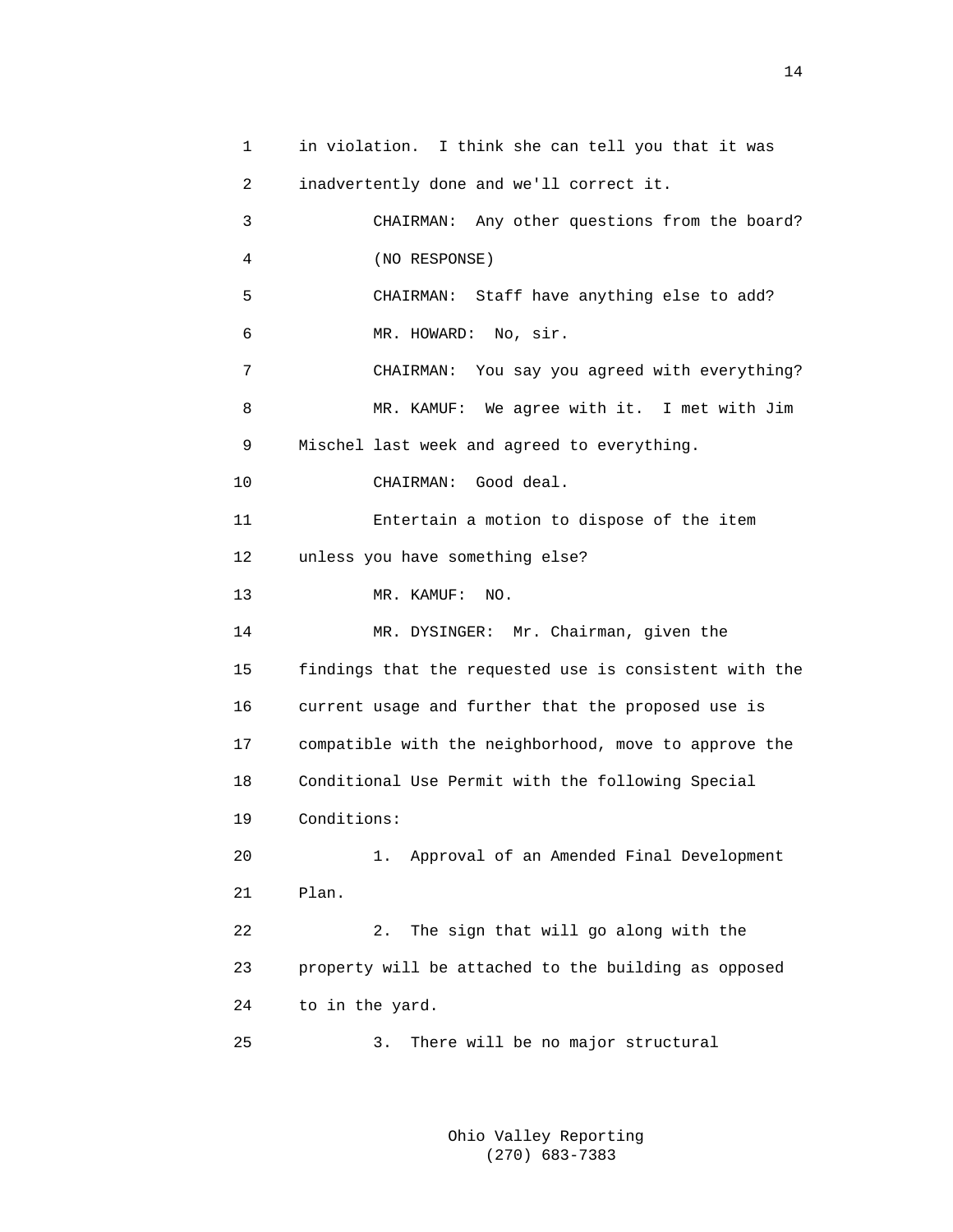1 in violation. I think she can tell you that it was
2 inadvertently done and we'll correct it.
3 CHAIRMAN: Any other questions from the board?
4 (NO RESPONSE)
5 CHAIRMAN: Staff have anything else to add?
6 MR. HOWARD: No, sir.
7 CHAIRMAN: You say you agreed with everything?
8 MR. KAMUF: We agree with it. I met with Jim
9 Mischel last week and agreed to everything.
10 CHAIRMAN: Good deal.
11 Entertain a motion to dispose of the item
12 unless you have something else?
13 MR. KAMUF: NO.
14 MR. DYSINGER: Mr. Chairman, given the
15 findings that the requested use is consistent with the
16 current usage and further that the proposed use is
17 compatible with the neighborhood, move to approve the
18 Conditional Use Permit with the following Special
19 Conditions:
20 1. Approval of an Amended Final Development
21 Plan.
22 2. The sign that will go along with the
23 property will be attached to the building as opposed
24 to in the yard.
25 3. There will be no major structural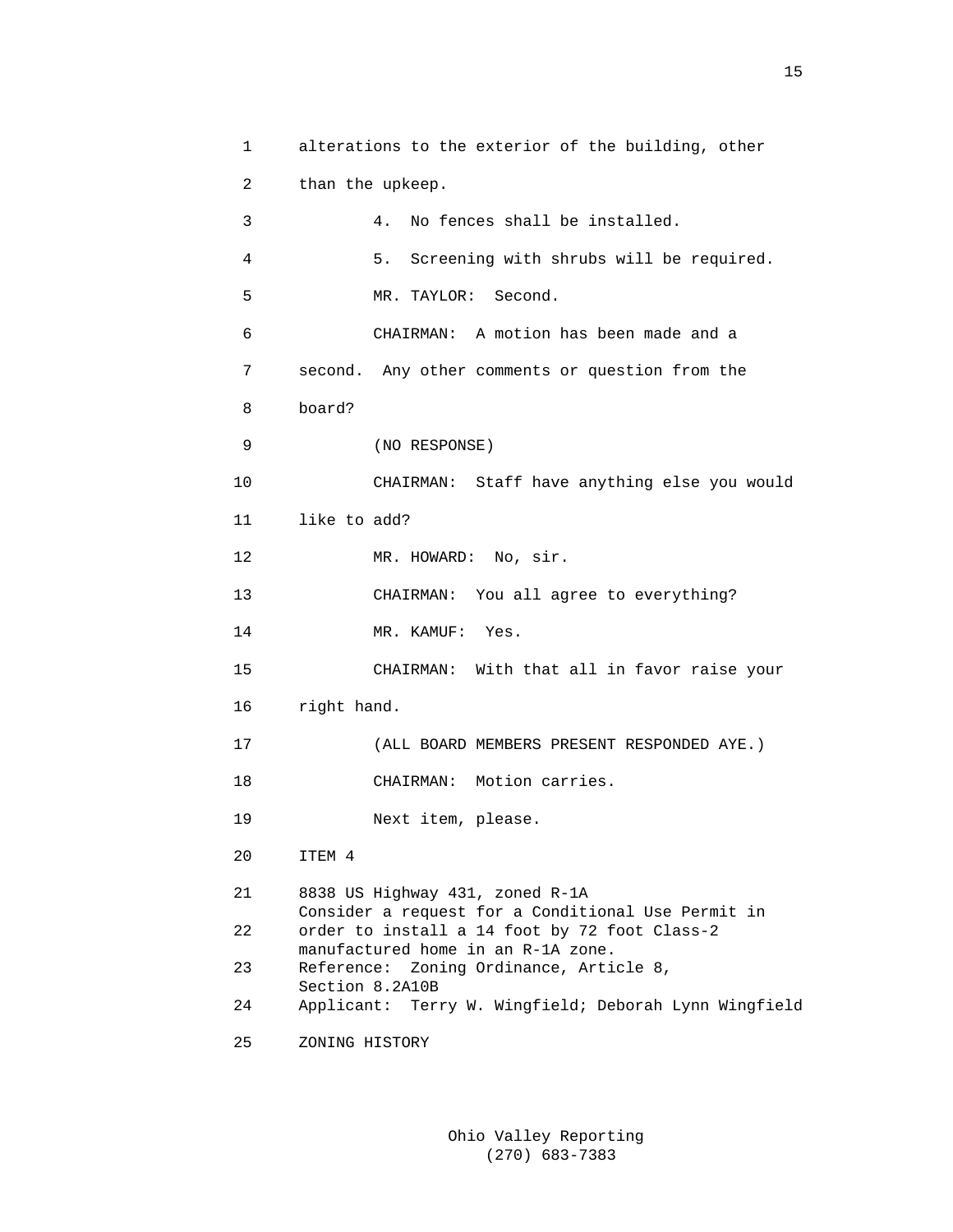alterations to the exterior of the building, other than the upkeep.

4. No fences shall be installed.

5. Screening with shrubs will be required.

MR. TAYLOR: Second.

CHAIRMAN: A motion has been made and a second. Any other comments or question from the board?

(NO RESPONSE)

CHAIRMAN: Staff have anything else you would like to add?

MR. HOWARD: No, sir.

CHAIRMAN: You all agree to everything?

MR. KAMUF: Yes.

CHAIRMAN: With that all in favor raise your right hand.

(ALL BOARD MEMBERS PRESENT RESPONDED AYE.)

CHAIRMAN: Motion carries.

Next item, please.

ITEM 4

8838 US Highway 431, zoned R-1A
Consider a request for a Conditional Use Permit in order to install a 14 foot by 72 foot Class-2 manufactured home in an R-1A zone.
Reference: Zoning Ordinance, Article 8, Section 8.2A10B
Applicant: Terry W. Wingfield; Deborah Lynn Wingfield

ZONING HISTORY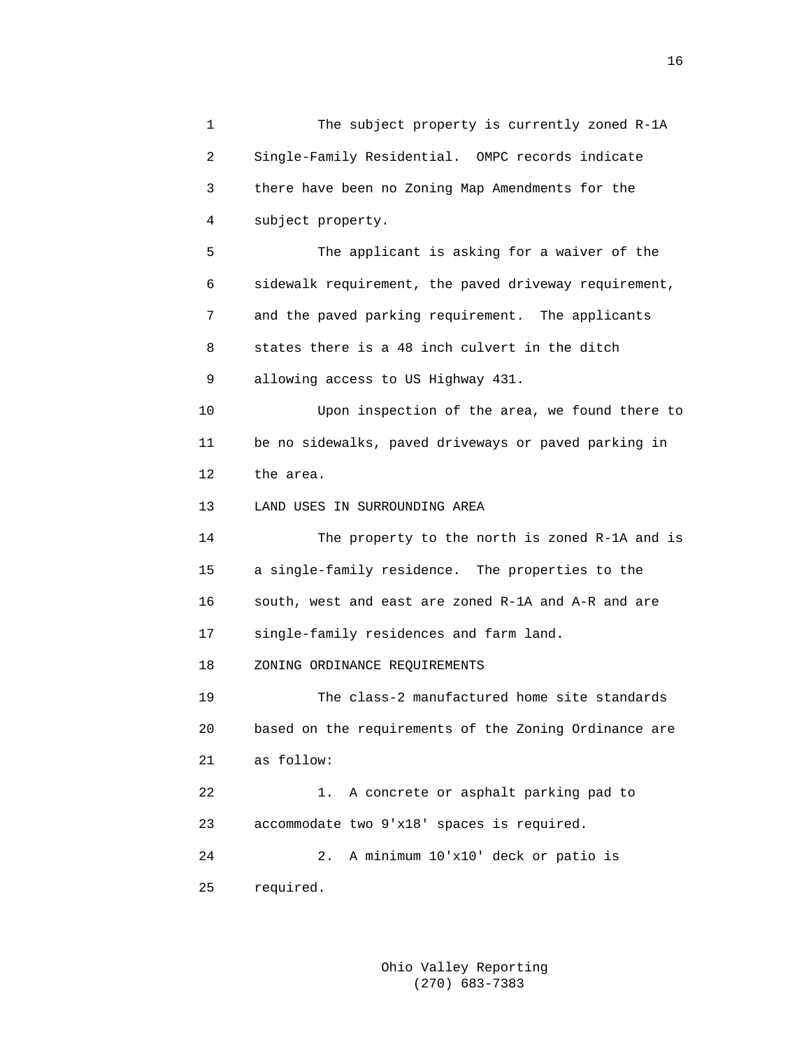The subject property is currently zoned R-1A Single-Family Residential. OMPC records indicate there have been no Zoning Map Amendments for the subject property.

The applicant is asking for a waiver of the sidewalk requirement, the paved driveway requirement, and the paved parking requirement. The applicants states there is a 48 inch culvert in the ditch allowing access to US Highway 431.

Upon inspection of the area, we found there to be no sidewalks, paved driveways or paved parking in the area.

LAND USES IN SURROUNDING AREA

The property to the north is zoned R-1A and is a single-family residence. The properties to the south, west and east are zoned R-1A and A-R and are single-family residences and farm land.

ZONING ORDINANCE REQUIREMENTS

The class-2 manufactured home site standards based on the requirements of the Zoning Ordinance are as follow:

1. A concrete or asphalt parking pad to accommodate two 9'x18' spaces is required.

2. A minimum 10'x10' deck or patio is required.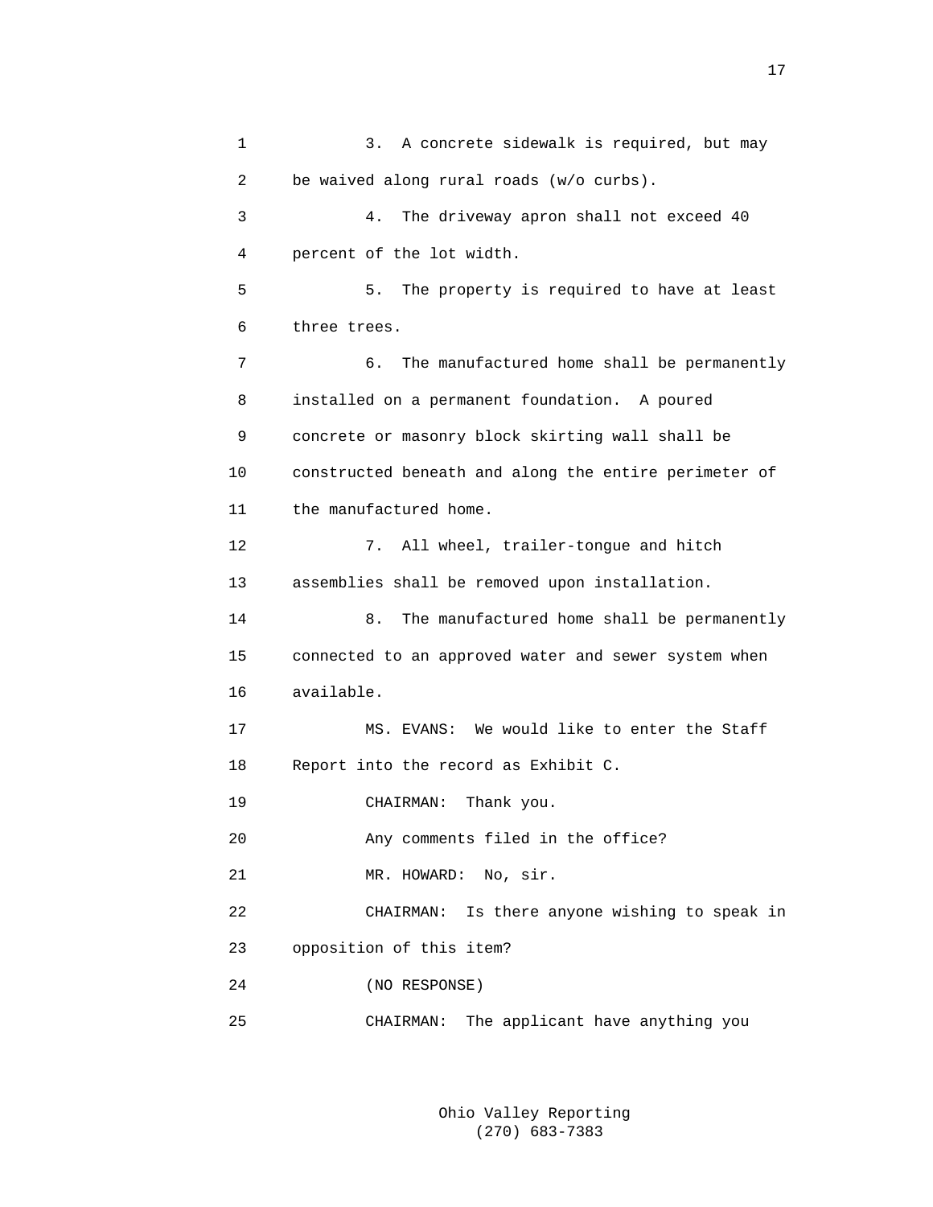3. A concrete sidewalk is required, but may be waived along rural roads (w/o curbs).

4. The driveway apron shall not exceed 40 percent of the lot width.

5. The property is required to have at least three trees.

6. The manufactured home shall be permanently installed on a permanent foundation. A poured concrete or masonry block skirting wall shall be constructed beneath and along the entire perimeter of the manufactured home.

7. All wheel, trailer-tongue and hitch assemblies shall be removed upon installation.

8. The manufactured home shall be permanently connected to an approved water and sewer system when available.

MS. EVANS: We would like to enter the Staff Report into the record as Exhibit C.

CHAIRMAN: Thank you.

Any comments filed in the office?

MR. HOWARD: No, sir.

CHAIRMAN: Is there anyone wishing to speak in opposition of this item?

(NO RESPONSE)

CHAIRMAN: The applicant have anything you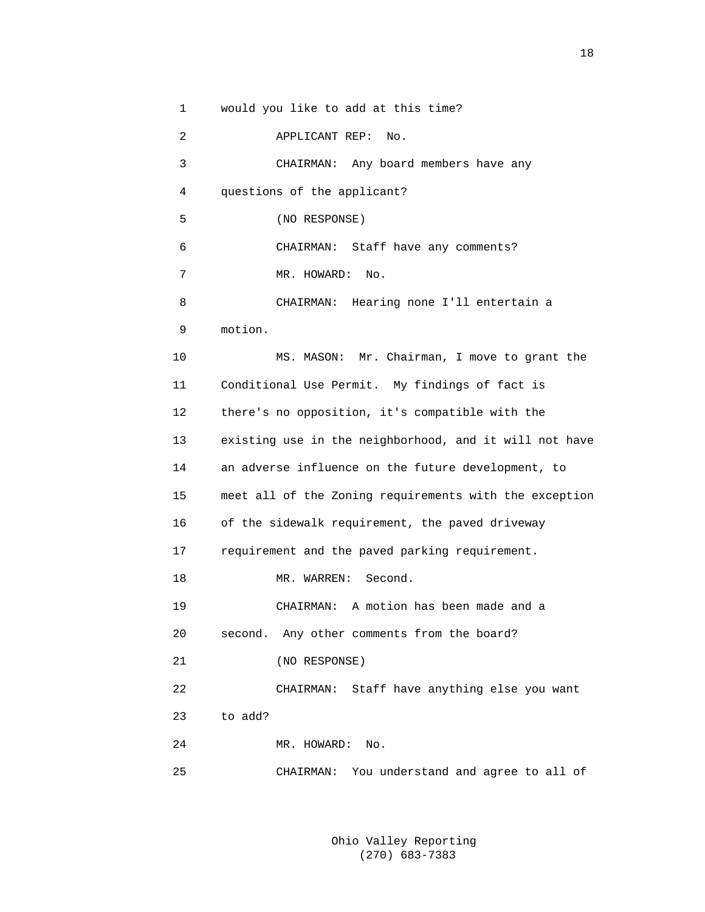1 would you like to add at this time?

2 APPLICANT REP: No.

3 CHAIRMAN: Any board members have any

4 questions of the applicant?

5 (NO RESPONSE)

6 CHAIRMAN: Staff have any comments?

7 MR. HOWARD: No.

8 CHAIRMAN: Hearing none I'll entertain a

9 motion.

10 MS. MASON: Mr. Chairman, I move to grant the

11 Conditional Use Permit. My findings of fact is

12 there's no opposition, it's compatible with the

13 existing use in the neighborhood, and it will not have

14 an adverse influence on the future development, to

15 meet all of the Zoning requirements with the exception

16 of the sidewalk requirement, the paved driveway

17 requirement and the paved parking requirement.

18 MR. WARREN: Second.

19 CHAIRMAN: A motion has been made and a

20 second. Any other comments from the board?

21 (NO RESPONSE)

22 CHAIRMAN: Staff have anything else you want

23 to add?

24 MR. HOWARD: No.

25 CHAIRMAN: You understand and agree to all of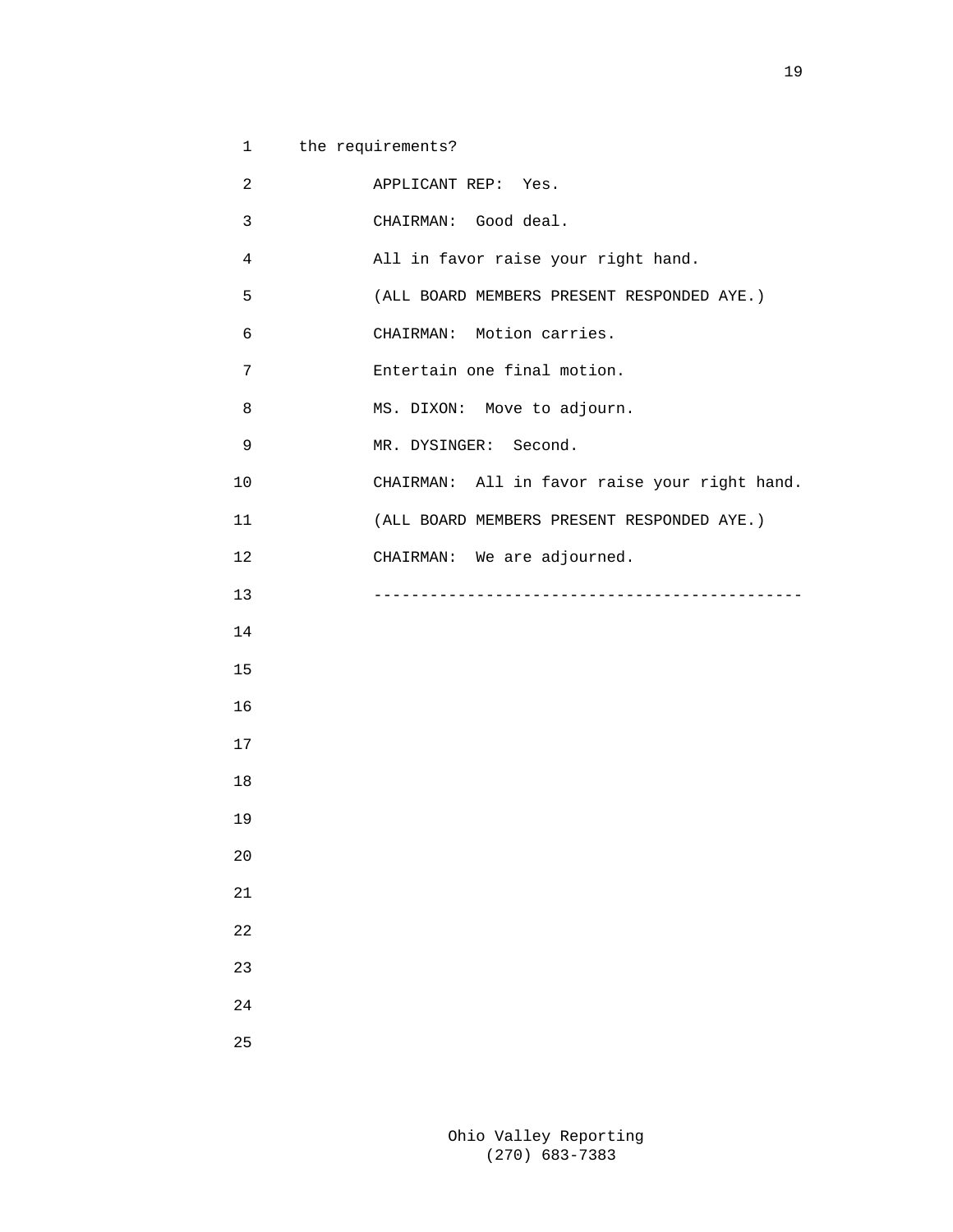the requirements?

APPLICANT REP: Yes.

CHAIRMAN: Good deal.

All in favor raise your right hand.

(ALL BOARD MEMBERS PRESENT RESPONDED AYE.)

CHAIRMAN: Motion carries.

Entertain one final motion.

MS. DIXON: Move to adjourn.

MR. DYSINGER: Second.

CHAIRMAN: All in favor raise your right hand.

(ALL BOARD MEMBERS PRESENT RESPONDED AYE.)

CHAIRMAN: We are adjourned.

----------------------------------------------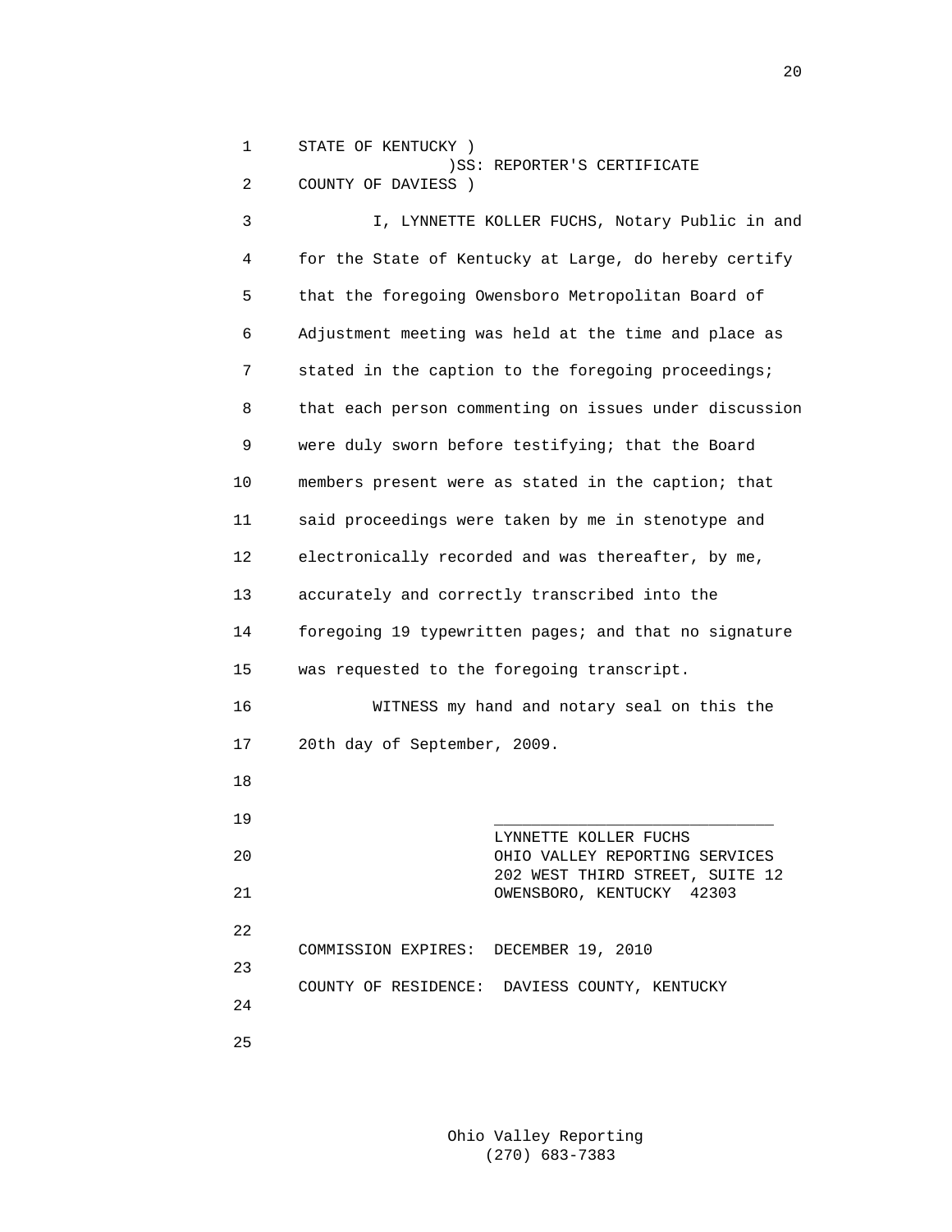STATE OF KENTUCKY )
)SS: REPORTER'S CERTIFICATE
COUNTY OF DAVIESS )

I, LYNNETTE KOLLER FUCHS, Notary Public in and for the State of Kentucky at Large, do hereby certify that the foregoing Owensboro Metropolitan Board of Adjustment meeting was held at the time and place as stated in the caption to the foregoing proceedings; that each person commenting on issues under discussion were duly sworn before testifying; that the Board members present were as stated in the caption; that said proceedings were taken by me in stenotype and electronically recorded and was thereafter, by me, accurately and correctly transcribed into the foregoing 19 typewritten pages; and that no signature was requested to the foregoing transcript.

WITNESS my hand and notary seal on this the 20th day of September, 2009.

\_\_\_\_\_\_\_\_\_\_\_\_\_\_\_\_\_\_\_\_\_\_\_\_\_\_\_\_\_\_
LYNNETTE KOLLER FUCHS
OHIO VALLEY REPORTING SERVICES
202 WEST THIRD STREET, SUITE 12
OWENSBORO, KENTUCKY 42303

COMMISSION EXPIRES: DECEMBER 19, 2010

COUNTY OF RESIDENCE: DAVIESS COUNTY, KENTUCKY